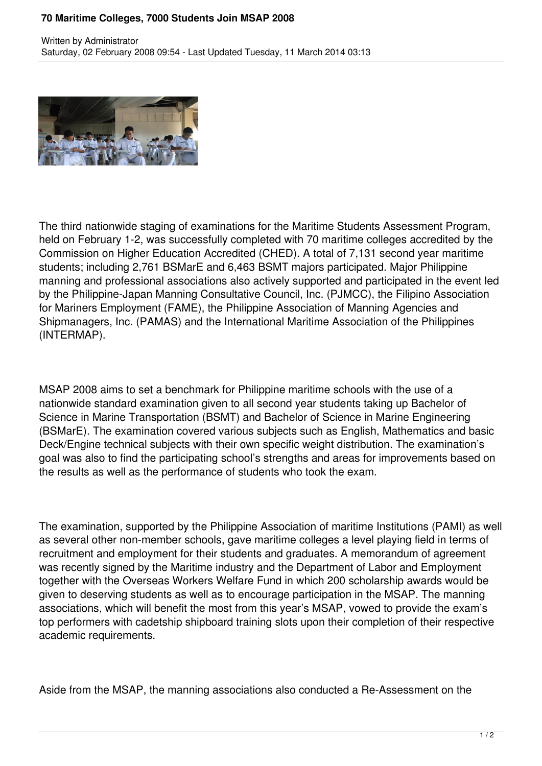# 70 Maritime Colleges, 7000 Students Join MSAP 2008

Written by Administrator
Saturday, 02 February 2008 09:54 - Last Updated Tuesday, 11 March 2014 03:13

The third nationwide staging of examinations for the Maritime Students Assessment Program, held on February 1-2, was successfully completed with 70 maritime colleges accredited by the Commission on Higher Education Accredited (CHED). A total of 7,131 second year maritime students; including 2,761 BSMarE and 6,463 BSMT majors participated. Major Philippine manning and professional associations also actively supported and participated in the event led by the Philippine-Japan Manning Consultative Council, Inc. (PJMCC), the Filipino Association for Mariners Employment (FAME), the Philippine Association of Manning Agencies and Shipmanagers, Inc. (PAMAS) and the International Maritime Association of the Philippines (INTERMAP).

MSAP 2008 aims to set a benchmark for Philippine maritime schools with the use of a nationwide standard examination given to all second year students taking up Bachelor of Science in Marine Transportation (BSMT) and Bachelor of Science in Marine Engineering (BSMarE). The examination covered various subjects such as English, Mathematics and basic Deck/Engine technical subjects with their own specific weight distribution. The examination's goal was also to find the participating school's strengths and areas for improvements based on the results as well as the performance of students who took the exam.

The examination, supported by the Philippine Association of maritime Institutions (PAMI) as well as several other non-member schools, gave maritime colleges a level playing field in terms of recruitment and employment for their students and graduates. A memorandum of agreement was recently signed by the Maritime industry and the Department of Labor and Employment together with the Overseas Workers Welfare Fund in which 200 scholarship awards would be given to deserving students as well as to encourage participation in the MSAP. The manning associations, which will benefit the most from this year's MSAP, vowed to provide the exam's top performers with cadetship shipboard training slots upon their completion of their respective academic requirements.

Aside from the MSAP, the manning associations also conducted a Re-Assessment on the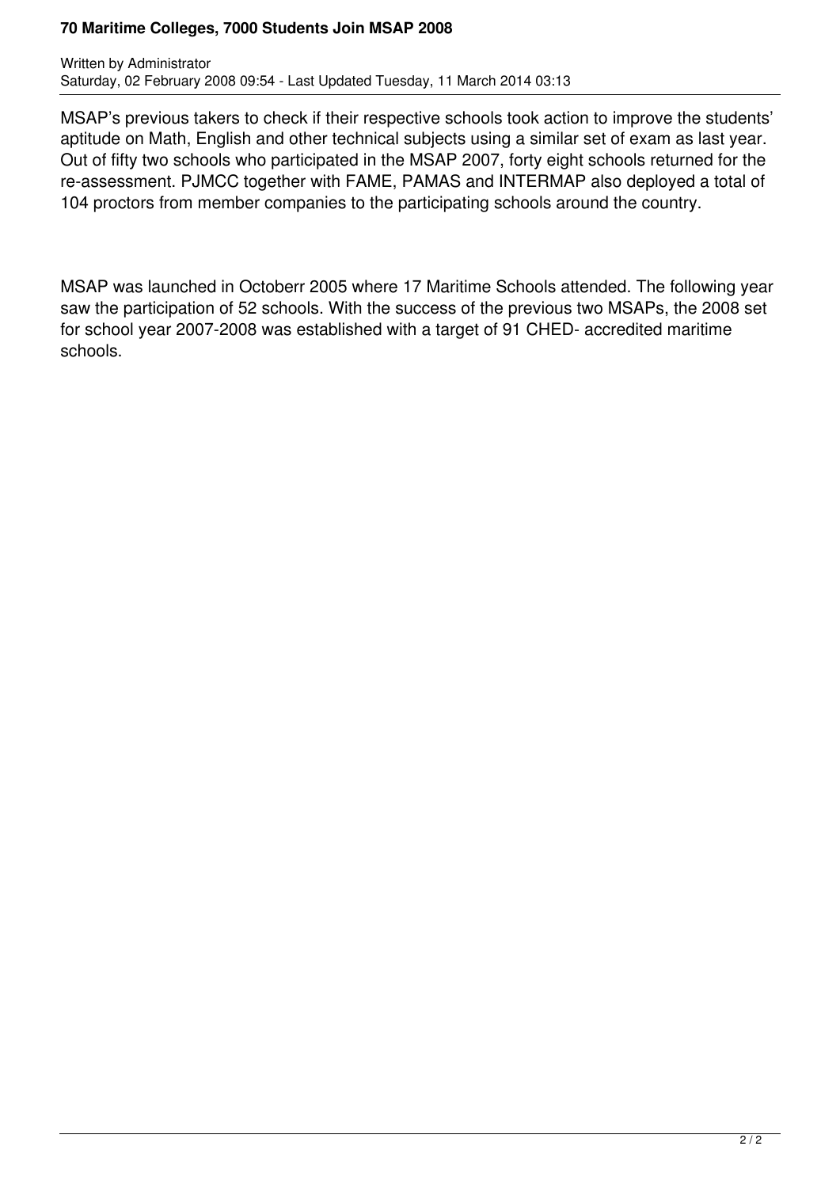MSAP's previous takers to check if their respective schools took action to improve the students' aptitude on Math, English and other technical subjects using a similar set of exam as last year. Out of fifty two schools who participated in the MSAP 2007, forty eight schools returned for the re-assessment. PJMCC together with FAME, PAMAS and INTERMAP also deployed a total of 104 proctors from member companies to the participating schools around the country.

MSAP was launched in Octoberr 2005 where 17 Maritime Schools attended. The following year saw the participation of 52 schools. With the success of the previous two MSAPs, the 2008 set for school year 2007-2008 was established with a target of 91 CHED- accredited maritime schools.